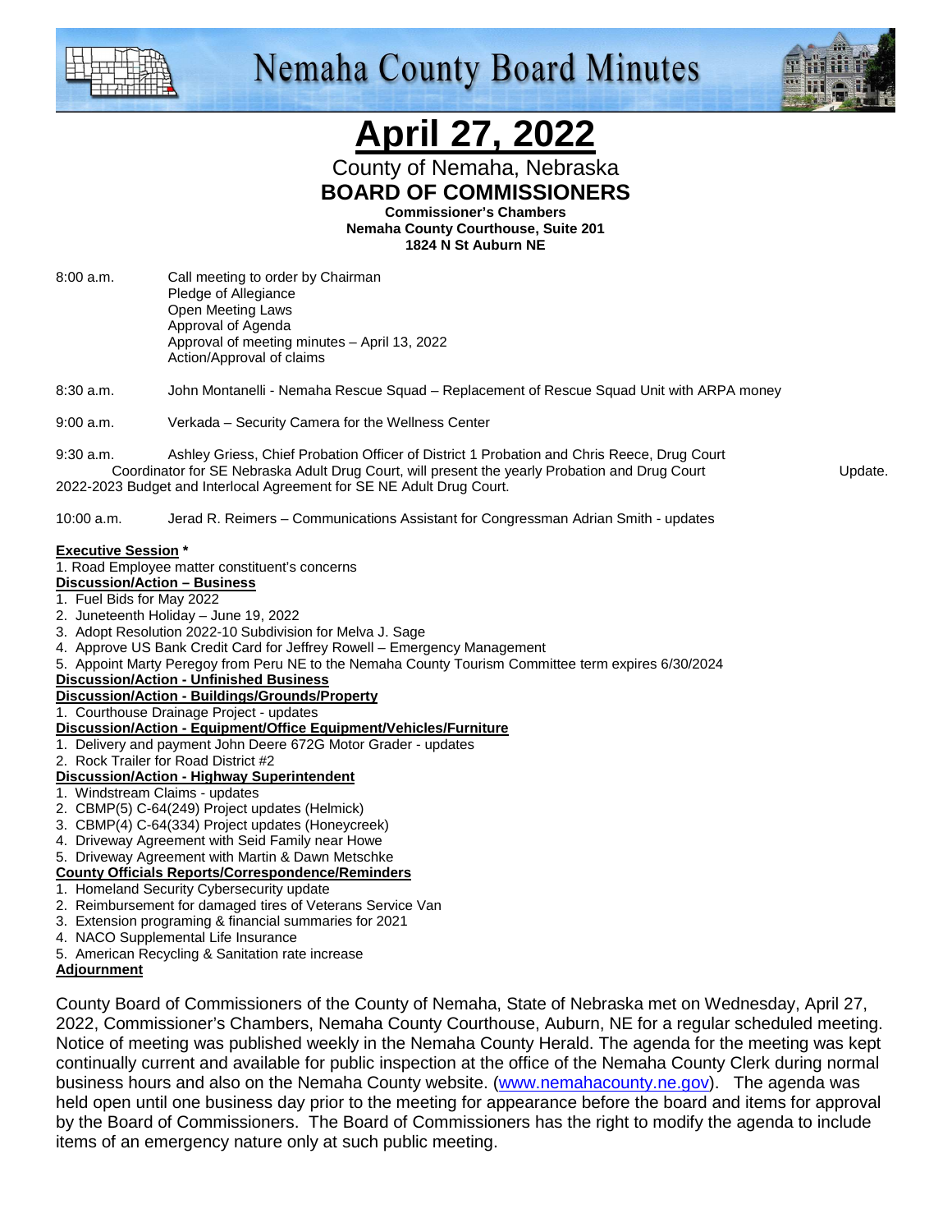# Nemaha County Board Minutes

# April 27, 2022

County of Nemaha, Nebraska

**BOARD OF COMMISSIONERS**

**Commissioner's Chambers**
**Nemaha County Courthouse, Suite 201**
**1824 N St Auburn NE**

8:00 a.m. Call meeting to order by Chairman
Pledge of Allegiance
Open Meeting Laws
Approval of Agenda
Approval of meeting minutes – April 13, 2022
Action/Approval of claims

8:30 a.m. John Montanelli - Nemaha Rescue Squad – Replacement of Rescue Squad Unit with ARPA money

9:00 a.m. Verkada – Security Camera for the Wellness Center

9:30 a.m. Ashley Griess, Chief Probation Officer of District 1 Probation and Chris Reece, Drug Court Coordinator for SE Nebraska Adult Drug Court, will present the yearly Probation and Drug Court Update. 2022-2023 Budget and Interlocal Agreement for SE NE Adult Drug Court.

10:00 a.m. Jerad R. Reimers – Communications Assistant for Congressman Adrian Smith - updates

**Executive Session ***

1. Road Employee matter constituent's concerns

**Discussion/Action – Business**

1. Fuel Bids for May 2022
2. Juneteenth Holiday – June 19, 2022
3. Adopt Resolution 2022-10 Subdivision for Melva J. Sage
4. Approve US Bank Credit Card for Jeffrey Rowell – Emergency Management
5. Appoint Marty Peregoy from Peru NE to the Nemaha County Tourism Committee term expires 6/30/2024

**Discussion/Action - Unfinished Business**

**Discussion/Action - Buildings/Grounds/Property**

1. Courthouse Drainage Project - updates

**Discussion/Action - Equipment/Office Equipment/Vehicles/Furniture**

1. Delivery and payment John Deere 672G Motor Grader - updates
2. Rock Trailer for Road District #2

**Discussion/Action - Highway Superintendent**

1. Windstream Claims - updates
2. CBMP(5) C-64(249) Project updates (Helmick)
3. CBMP(4) C-64(334) Project updates (Honeycreek)
4. Driveway Agreement with Seid Family near Howe
5. Driveway Agreement with Martin & Dawn Metschke

**County Officials Reports/Correspondence/Reminders**

1. Homeland Security Cybersecurity update
2. Reimbursement for damaged tires of Veterans Service Van
3. Extension programing & financial summaries for 2021
4. NACO Supplemental Life Insurance
5. American Recycling & Sanitation rate increase

**Adjournment**

County Board of Commissioners of the County of Nemaha, State of Nebraska met on Wednesday, April 27, 2022, Commissioner's Chambers, Nemaha County Courthouse, Auburn, NE for a regular scheduled meeting. Notice of meeting was published weekly in the Nemaha County Herald. The agenda for the meeting was kept continually current and available for public inspection at the office of the Nemaha County Clerk during normal business hours and also on the Nemaha County website. (www.nemahacounty.ne.gov). The agenda was held open until one business day prior to the meeting for appearance before the board and items for approval by the Board of Commissioners. The Board of Commissioners has the right to modify the agenda to include items of an emergency nature only at such public meeting.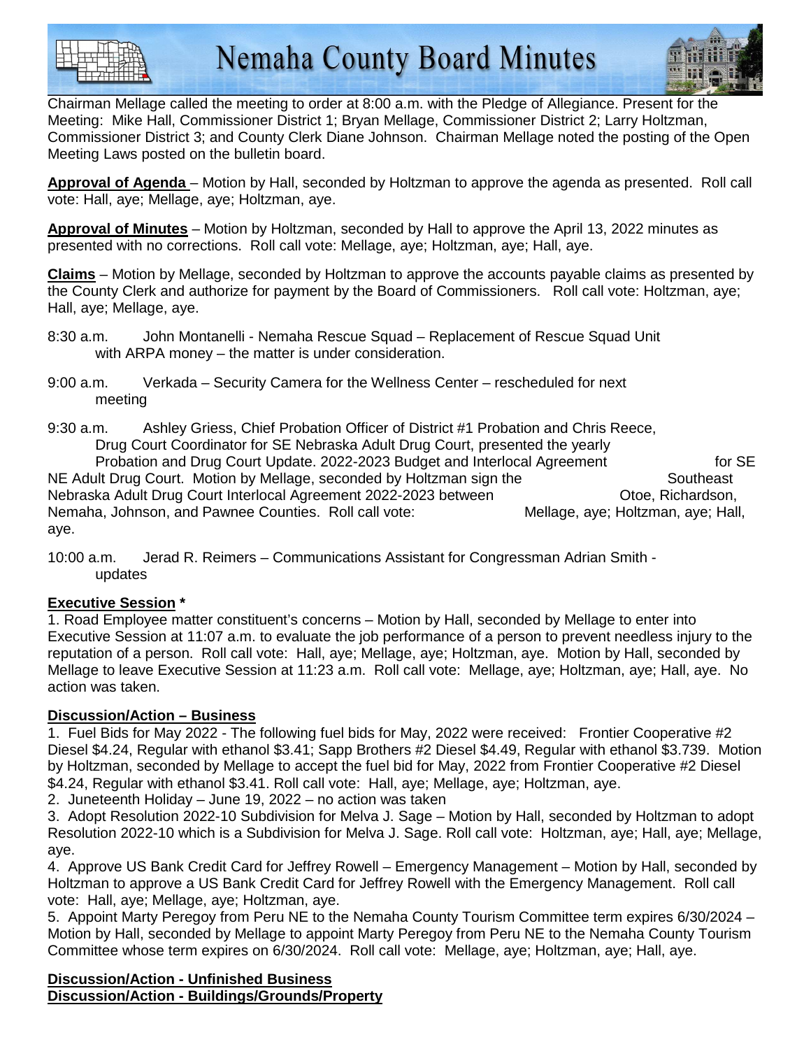Chairman Mellage called the meeting to order at 8:00 a.m. with the Pledge of Allegiance. Present for the Meeting: Mike Hall, Commissioner District 1; Bryan Mellage, Commissioner District 2; Larry Holtzman, Commissioner District 3; and County Clerk Diane Johnson. Chairman Mellage noted the posting of the Open Meeting Laws posted on the bulletin board.

**Approval of Agenda** – Motion by Hall, seconded by Holtzman to approve the agenda as presented. Roll call vote: Hall, aye; Mellage, aye; Holtzman, aye.

**Approval of Minutes** – Motion by Holtzman, seconded by Hall to approve the April 13, 2022 minutes as presented with no corrections. Roll call vote: Mellage, aye; Holtzman, aye; Hall, aye.

**Claims** – Motion by Mellage, seconded by Holtzman to approve the accounts payable claims as presented by the County Clerk and authorize for payment by the Board of Commissioners. Roll call vote: Holtzman, aye; Hall, aye; Mellage, aye.

8:30 a.m. John Montanelli - Nemaha Rescue Squad – Replacement of Rescue Squad Unit with ARPA money – the matter is under consideration.

9:00 a.m. Verkada – Security Camera for the Wellness Center – rescheduled for next meeting

9:30 a.m. Ashley Griess, Chief Probation Officer of District #1 Probation and Chris Reece, Drug Court Coordinator for SE Nebraska Adult Drug Court, presented the yearly Probation and Drug Court Update. 2022-2023 Budget and Interlocal Agreement for SE NE Adult Drug Court. Motion by Mellage, seconded by Holtzman sign the Southeast Nebraska Adult Drug Court Interlocal Agreement 2022-2023 between Otoe, Richardson, Nemaha, Johnson, and Pawnee Counties. Roll call vote: Mellage, aye; Holtzman, aye; Hall, aye.

10:00 a.m. Jerad R. Reimers – Communications Assistant for Congressman Adrian Smith - updates

**Executive Session** *

1. Road Employee matter constituent's concerns – Motion by Hall, seconded by Mellage to enter into Executive Session at 11:07 a.m. to evaluate the job performance of a person to prevent needless injury to the reputation of a person. Roll call vote: Hall, aye; Mellage, aye; Holtzman, aye. Motion by Hall, seconded by Mellage to leave Executive Session at 11:23 a.m. Roll call vote: Mellage, aye; Holtzman, aye; Hall, aye. No action was taken.

**Discussion/Action – Business**

1. Fuel Bids for May 2022 - The following fuel bids for May, 2022 were received: Frontier Cooperative #2 Diesel $4.24, Regular with ethanol $3.41; Sapp Brothers #2 Diesel $4.49, Regular with ethanol $3.739. Motion by Holtzman, seconded by Mellage to accept the fuel bid for May, 2022 from Frontier Cooperative #2 Diesel $4.24, Regular with ethanol $3.41. Roll call vote: Hall, aye; Mellage, aye; Holtzman, aye.
2. Juneteenth Holiday – June 19, 2022 – no action was taken
3. Adopt Resolution 2022-10 Subdivision for Melva J. Sage – Motion by Hall, seconded by Holtzman to adopt Resolution 2022-10 which is a Subdivision for Melva J. Sage. Roll call vote: Holtzman, aye; Hall, aye; Mellage, aye.
4. Approve US Bank Credit Card for Jeffrey Rowell – Emergency Management – Motion by Hall, seconded by Holtzman to approve a US Bank Credit Card for Jeffrey Rowell with the Emergency Management. Roll call vote: Hall, aye; Mellage, aye; Holtzman, aye.
5. Appoint Marty Peregoy from Peru NE to the Nemaha County Tourism Committee term expires 6/30/2024 – Motion by Hall, seconded by Mellage to appoint Marty Peregoy from Peru NE to the Nemaha County Tourism Committee whose term expires on 6/30/2024. Roll call vote: Mellage, aye; Holtzman, aye; Hall, aye.

**Discussion/Action - Unfinished Business**

**Discussion/Action - Buildings/Grounds/Property**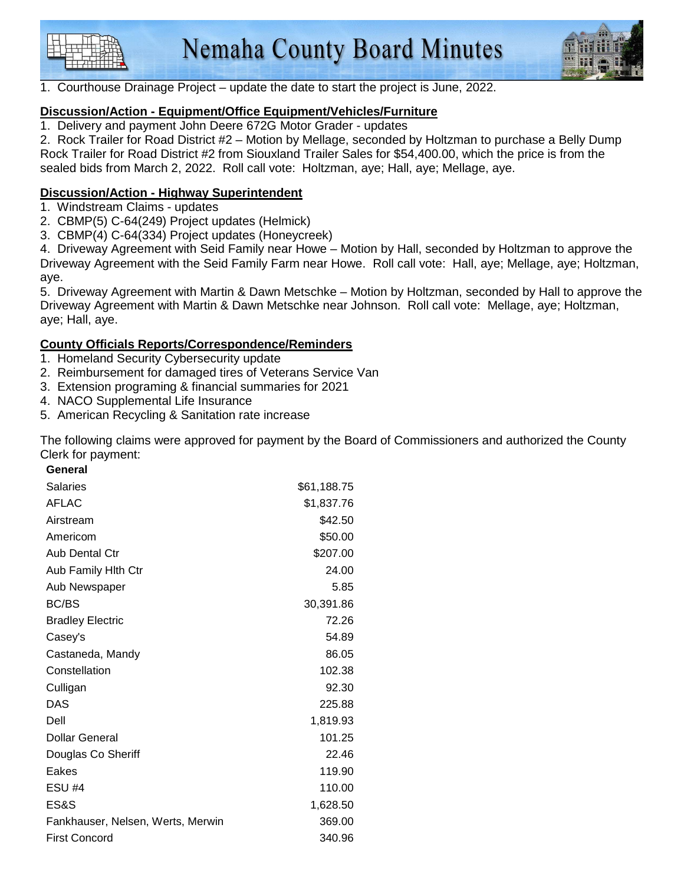1. Courthouse Drainage Project – update the date to start the project is June, 2022.

**Discussion/Action - Equipment/Office Equipment/Vehicles/Furniture**

1. Delivery and payment John Deere 672G Motor Grader - updates
2. Rock Trailer for Road District #2 – Motion by Mellage, seconded by Holtzman to purchase a Belly Dump Rock Trailer for Road District #2 from Siouxland Trailer Sales for $54,400.00, which the price is from the sealed bids from March 2, 2022. Roll call vote: Holtzman, aye; Hall, aye; Mellage, aye.

**Discussion/Action - Highway Superintendent**

1. Windstream Claims - updates
2. CBMP(5) C-64(249) Project updates (Helmick)
3. CBMP(4) C-64(334) Project updates (Honeycreek)
4. Driveway Agreement with Seid Family near Howe – Motion by Hall, seconded by Holtzman to approve the Driveway Agreement with the Seid Family Farm near Howe. Roll call vote: Hall, aye; Mellage, aye; Holtzman, aye.
5. Driveway Agreement with Martin & Dawn Metschke – Motion by Holtzman, seconded by Hall to approve the Driveway Agreement with Martin & Dawn Metschke near Johnson. Roll call vote: Mellage, aye; Holtzman, aye; Hall, aye.

**County Officials Reports/Correspondence/Reminders**

1. Homeland Security Cybersecurity update
2. Reimbursement for damaged tires of Veterans Service Van
3. Extension programing & financial summaries for 2021
4. NACO Supplemental Life Insurance
5. American Recycling & Sanitation rate increase

The following claims were approved for payment by the Board of Commissioners and authorized the County Clerk for payment:

| **General** | |
|---|---|
| Salaries | $61,188.75 |
| AFLAC | $1,837.76 |
| Airstream | $42.50 |
| Americom | $50.00 |
| Aub Dental Ctr | $207.00 |
| Aub Family Hlth Ctr | 24.00 |
| Aub Newspaper | 5.85 |
| BC/BS | 30,391.86 |
| Bradley Electric | 72.26 |
| Casey's | 54.89 |
| Castaneda, Mandy | 86.05 |
| Constellation | 102.38 |
| Culligan | 92.30 |
| DAS | 225.88 |
| Dell | 1,819.93 |
| Dollar General | 101.25 |
| Douglas Co Sheriff | 22.46 |
| Eakes | 119.90 |
| ESU #4 | 110.00 |
| ES&S | 1,628.50 |
| Fankhauser, Nelsen, Werts, Merwin | 369.00 |
| First Concord | 340.96 |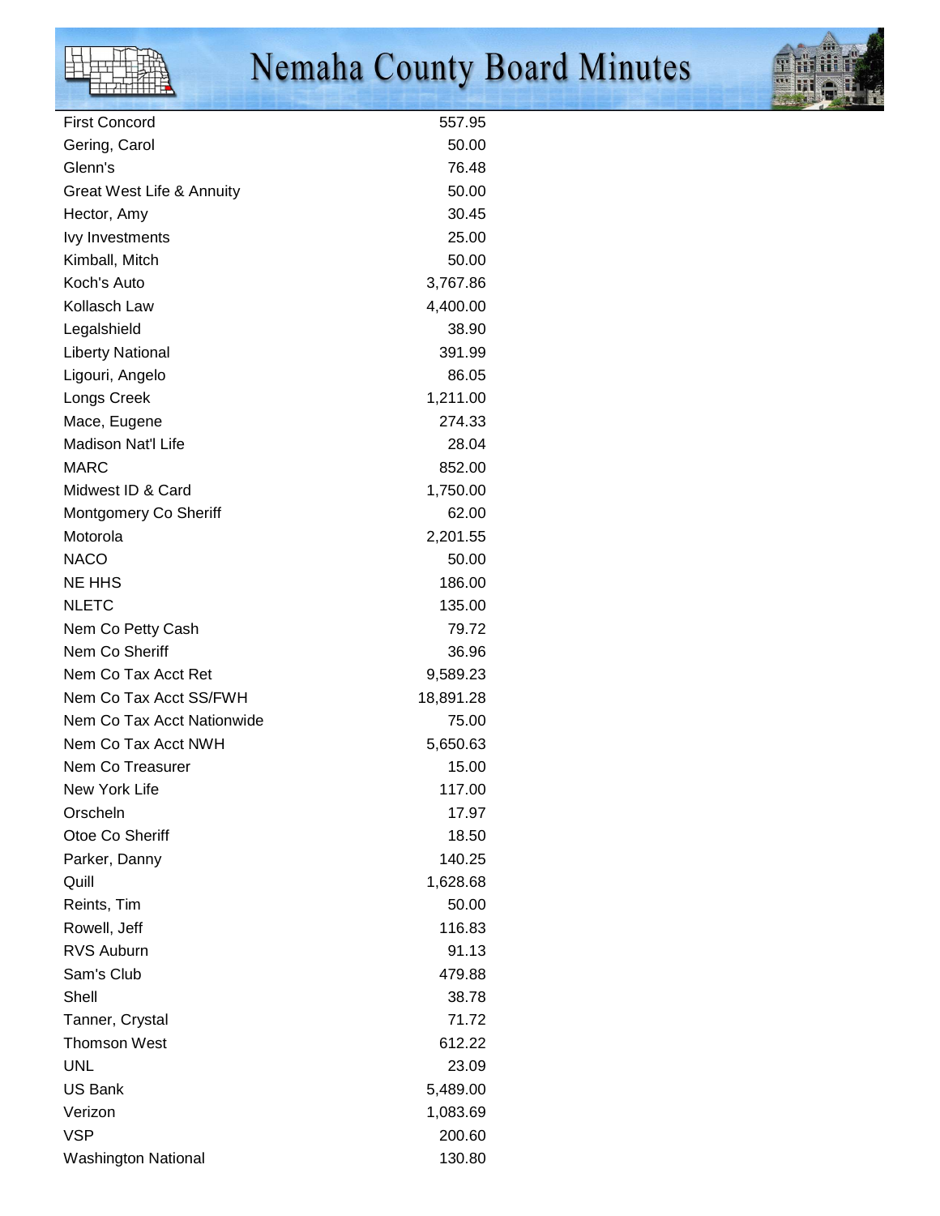| | |
|---|---|
| First Concord | 557.95 |
| Gering, Carol | 50.00 |
| Glenn's | 76.48 |
| Great West Life & Annuity | 50.00 |
| Hector, Amy | 30.45 |
| Ivy Investments | 25.00 |
| Kimball, Mitch | 50.00 |
| Koch's Auto | 3,767.86 |
| Kollasch Law | 4,400.00 |
| Legalshield | 38.90 |
| Liberty National | 391.99 |
| Ligouri, Angelo | 86.05 |
| Longs Creek | 1,211.00 |
| Mace, Eugene | 274.33 |
| Madison Nat'l Life | 28.04 |
| MARC | 852.00 |
| Midwest ID & Card | 1,750.00 |
| Montgomery Co Sheriff | 62.00 |
| Motorola | 2,201.55 |
| NACO | 50.00 |
| NE HHS | 186.00 |
| NLETC | 135.00 |
| Nem Co Petty Cash | 79.72 |
| Nem Co Sheriff | 36.96 |
| Nem Co Tax Acct Ret | 9,589.23 |
| Nem Co Tax Acct SS/FWH | 18,891.28 |
| Nem Co Tax Acct Nationwide | 75.00 |
| Nem Co Tax Acct NWH | 5,650.63 |
| Nem Co Treasurer | 15.00 |
| New York Life | 117.00 |
| Orscheln | 17.97 |
| Otoe Co Sheriff | 18.50 |
| Parker, Danny | 140.25 |
| Quill | 1,628.68 |
| Reints, Tim | 50.00 |
| Rowell, Jeff | 116.83 |
| RVS Auburn | 91.13 |
| Sam's Club | 479.88 |
| Shell | 38.78 |
| Tanner, Crystal | 71.72 |
| Thomson West | 612.22 |
| UNL | 23.09 |
| US Bank | 5,489.00 |
| Verizon | 1,083.69 |
| VSP | 200.60 |
| Washington National | 130.80 |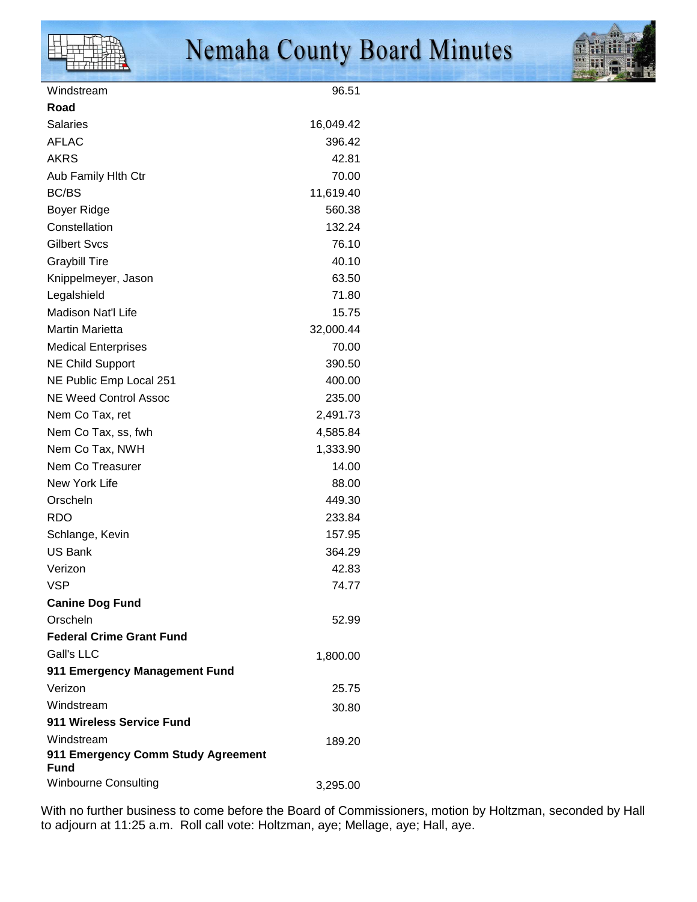| | |
|---|---|
| Windstream | 96.51 |
| **Road** | |
| Salaries | 16,049.42 |
| AFLAC | 396.42 |
| AKRS | 42.81 |
| Aub Family Hlth Ctr | 70.00 |
| BC/BS | 11,619.40 |
| Boyer Ridge | 560.38 |
| Constellation | 132.24 |
| Gilbert Svcs | 76.10 |
| Graybill Tire | 40.10 |
| Knippelmeyer, Jason | 63.50 |
| Legalshield | 71.80 |
| Madison Nat'l Life | 15.75 |
| Martin Marietta | 32,000.44 |
| Medical Enterprises | 70.00 |
| NE Child Support | 390.50 |
| NE Public Emp Local 251 | 400.00 |
| NE Weed Control Assoc | 235.00 |
| Nem Co Tax, ret | 2,491.73 |
| Nem Co Tax, ss, fwh | 4,585.84 |
| Nem Co Tax, NWH | 1,333.90 |
| Nem Co Treasurer | 14.00 |
| New York Life | 88.00 |
| Orscheln | 449.30 |
| RDO | 233.84 |
| Schlange, Kevin | 157.95 |
| US Bank | 364.29 |
| Verizon | 42.83 |
| VSP | 74.77 |
| **Canine Dog Fund** | |
| Orscheln | 52.99 |
| **Federal Crime Grant Fund** | |
| Gall's LLC | 1,800.00 |
| **911 Emergency Management Fund** | |
| Verizon | 25.75 |
| Windstream | 30.80 |
| **911 Wireless Service Fund** | |
| Windstream | 189.20 |
| **911 Emergency Comm Study Agreement Fund** | |
| Winbourne Consulting | 3,295.00 |

With no further business to come before the Board of Commissioners, motion by Holtzman, seconded by Hall to adjourn at 11:25 a.m. Roll call vote: Holtzman, aye; Mellage, aye; Hall, aye.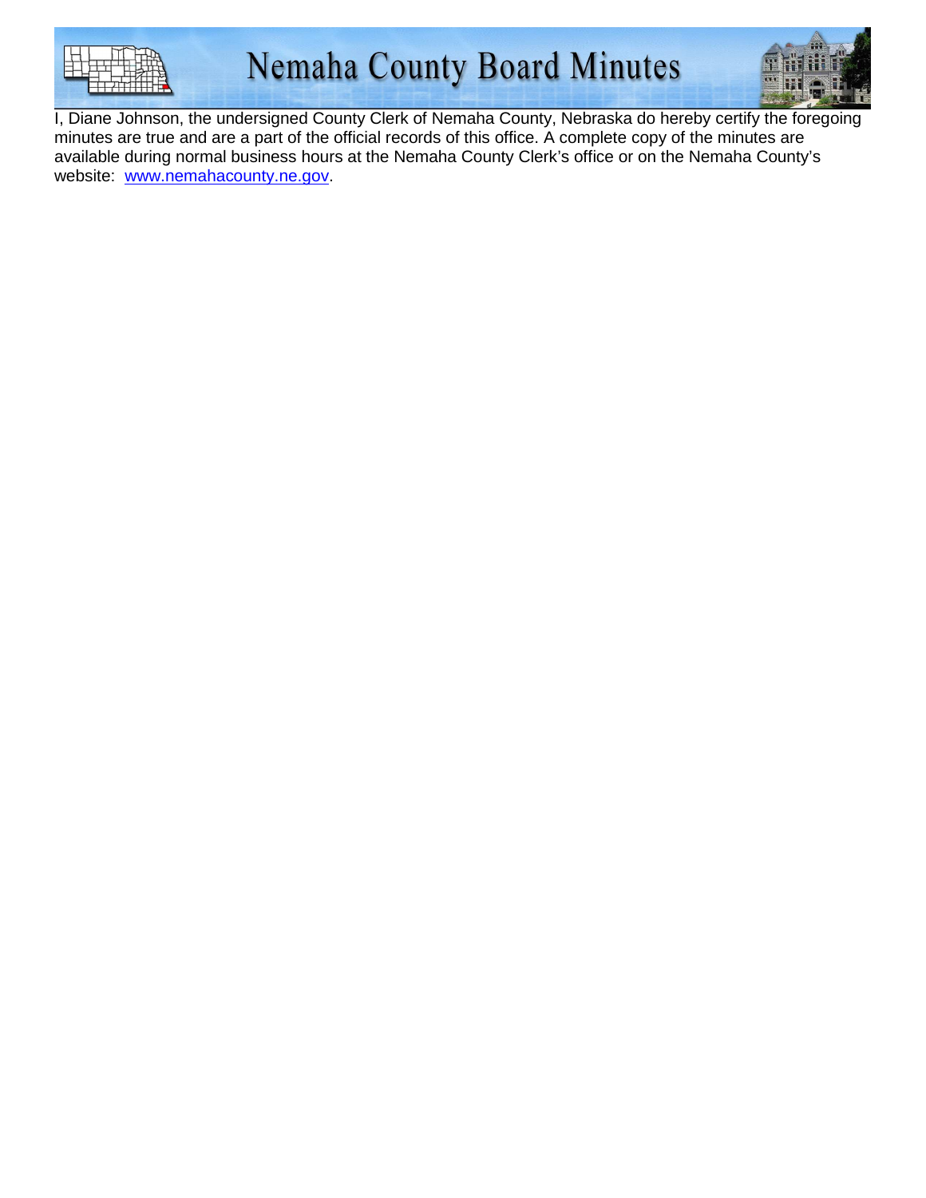I, Diane Johnson, the undersigned County Clerk of Nemaha County, Nebraska do hereby certify the foregoing minutes are true and are a part of the official records of this office. A complete copy of the minutes are available during normal business hours at the Nemaha County Clerk's office or on the Nemaha County's website: [www.nemahacounty.ne.gov](http://www.nemahacounty.ne.gov).